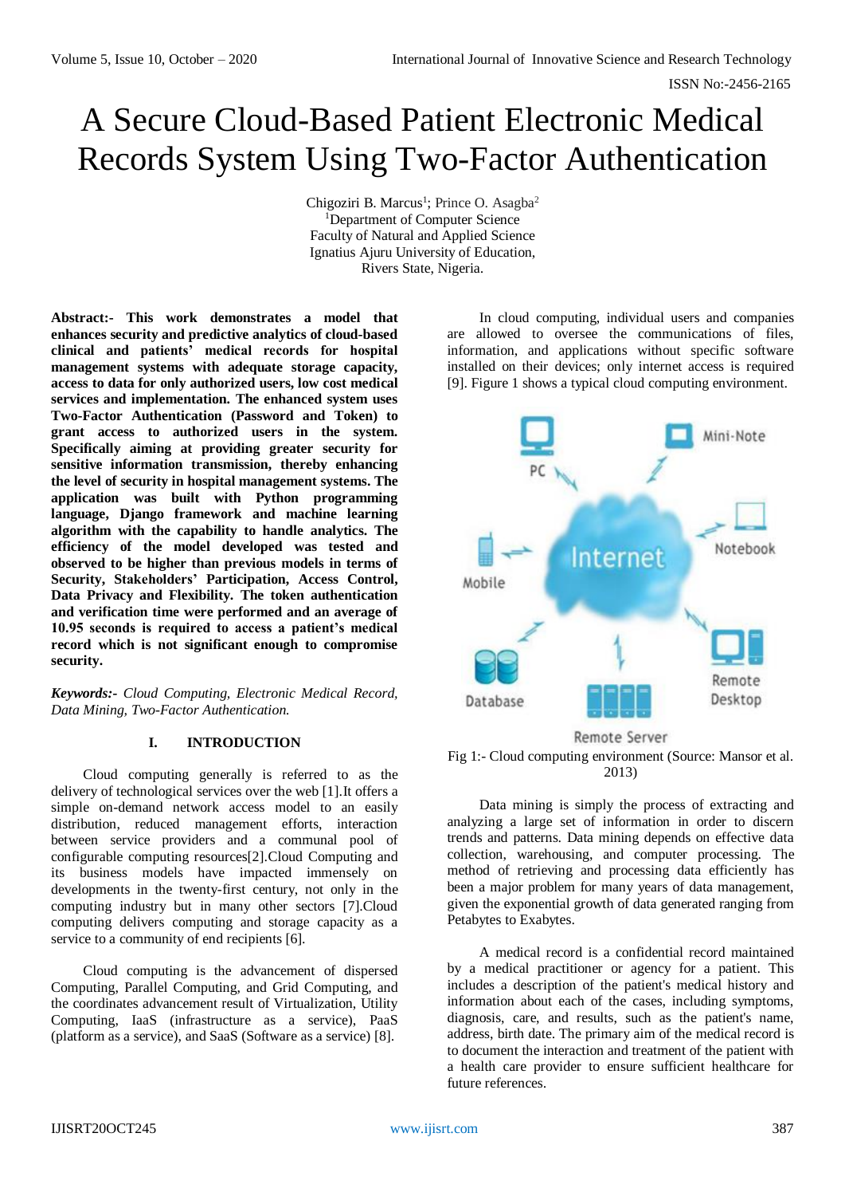# A Secure Cloud-Based Patient Electronic Medical Records System Using Two-Factor Authentication

Chigoziri B. Marcus[1]; Prince O. Asagba[2]
[1]Department of Computer Science
Faculty of Natural and Applied Science
Ignatius Ajuru University of Education,
Rivers State, Nigeria.

**Abstract:- This work demonstrates a model that enhances security and predictive analytics of cloud-based clinical and patients' medical records for hospital management systems with adequate storage capacity, access to data for only authorized users, low cost medical services and implementation. The enhanced system uses Two-Factor Authentication (Password and Token) to grant access to authorized users in the system. Specifically aiming at providing greater security for sensitive information transmission, thereby enhancing the level of security in hospital management systems. The application was built with Python programming language, Django framework and machine learning algorithm with the capability to handle analytics. The efficiency of the model developed was tested and observed to be higher than previous models in terms of Security, Stakeholders' Participation, Access Control, Data Privacy and Flexibility. The token authentication and verification time were performed and an average of 10.95 seconds is required to access a patient's medical record which is not significant enough to compromise security.**

***Keywords:-** Cloud Computing, Electronic Medical Record, Data Mining, Two-Factor Authentication.*

## I. INTRODUCTION

Cloud computing generally is referred to as the delivery of technological services over the web [1].It offers a simple on-demand network access model to an easily distribution, reduced management efforts, interaction between service providers and a communal pool of configurable computing resources[2].Cloud Computing and its business models have impacted immensely on developments in the twenty-first century, not only in the computing industry but in many other sectors [7].Cloud computing delivers computing and storage capacity as a service to a community of end recipients [6].

Cloud computing is the advancement of dispersed Computing, Parallel Computing, and Grid Computing, and the coordinates advancement result of Virtualization, Utility Computing, IaaS (infrastructure as a service), PaaS (platform as a service), and SaaS (Software as a service) [8].

In cloud computing, individual users and companies are allowed to oversee the communications of files, information, and applications without specific software installed on their devices; only internet access is required [9]. Figure 1 shows a typical cloud computing environment.

Fig 1:- Cloud computing environment (Source: Mansor et al. 2013)

Data mining is simply the process of extracting and analyzing a large set of information in order to discern trends and patterns. Data mining depends on effective data collection, warehousing, and computer processing. The method of retrieving and processing data efficiently has been a major problem for many years of data management, given the exponential growth of data generated ranging from Petabytes to Exabytes.

A medical record is a confidential record maintained by a medical practitioner or agency for a patient. This includes a description of the patient's medical history and information about each of the cases, including symptoms, diagnosis, care, and results, such as the patient's name, address, birth date. The primary aim of the medical record is to document the interaction and treatment of the patient with a health care provider to ensure sufficient healthcare for future references.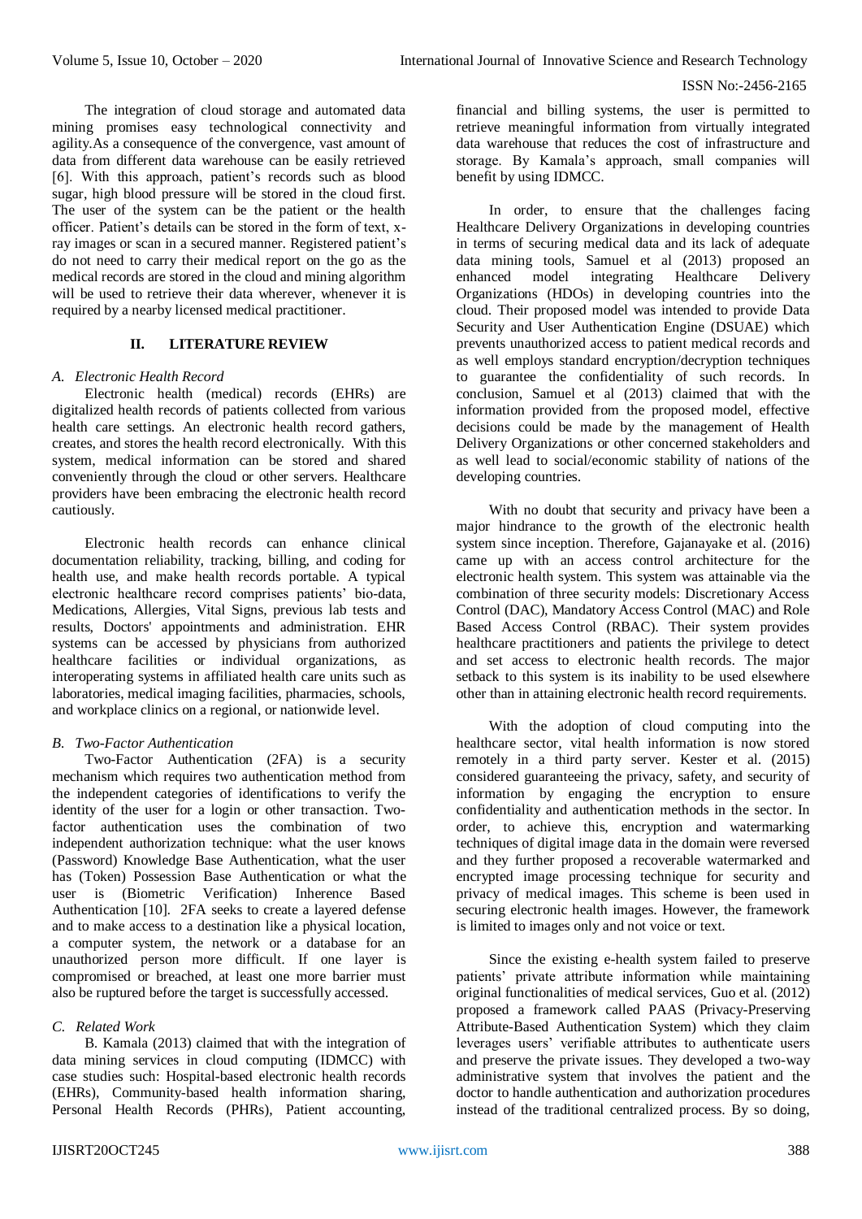The integration of cloud storage and automated data mining promises easy technological connectivity and agility.As a consequence of the convergence, vast amount of data from different data warehouse can be easily retrieved [6]. With this approach, patient's records such as blood sugar, high blood pressure will be stored in the cloud first. The user of the system can be the patient or the health officer. Patient's details can be stored in the form of text, x-ray images or scan in a secured manner. Registered patient's do not need to carry their medical report on the go as the medical records are stored in the cloud and mining algorithm will be used to retrieve their data wherever, whenever it is required by a nearby licensed medical practitioner.

## II. LITERATURE REVIEW

### *A. Electronic Health Record*

Electronic health (medical) records (EHRs) are digitalized health records of patients collected from various health care settings. An electronic health record gathers, creates, and stores the health record electronically. With this system, medical information can be stored and shared conveniently through the cloud or other servers. Healthcare providers have been embracing the electronic health record cautiously.

Electronic health records can enhance clinical documentation reliability, tracking, billing, and coding for health use, and make health records portable. A typical electronic healthcare record comprises patients' bio-data, Medications, Allergies, Vital Signs, previous lab tests and results, Doctors' appointments and administration. EHR systems can be accessed by physicians from authorized healthcare facilities or individual organizations, as interoperating systems in affiliated health care units such as laboratories, medical imaging facilities, pharmacies, schools, and workplace clinics on a regional, or nationwide level.

### *B. Two-Factor Authentication*

Two-Factor Authentication (2FA) is a security mechanism which requires two authentication method from the independent categories of identifications to verify the identity of the user for a login or other transaction. Two-factor authentication uses the combination of two independent authorization technique: what the user knows (Password) Knowledge Base Authentication, what the user has (Token) Possession Base Authentication or what the user is (Biometric Verification) Inherence Based Authentication [10]. 2FA seeks to create a layered defense and to make access to a destination like a physical location, a computer system, the network or a database for an unauthorized person more difficult. If one layer is compromised or breached, at least one more barrier must also be ruptured before the target is successfully accessed.

### *C. Related Work*

B. Kamala (2013) claimed that with the integration of data mining services in cloud computing (IDMCC) with case studies such: Hospital-based electronic health records (EHRs), Community-based health information sharing, Personal Health Records (PHRs), Patient accounting, financial and billing systems, the user is permitted to retrieve meaningful information from virtually integrated data warehouse that reduces the cost of infrastructure and storage. By Kamala's approach, small companies will benefit by using IDMCC.

In order, to ensure that the challenges facing Healthcare Delivery Organizations in developing countries in terms of securing medical data and its lack of adequate data mining tools, Samuel et al (2013) proposed an enhanced model integrating Healthcare Delivery Organizations (HDOs) in developing countries into the cloud. Their proposed model was intended to provide Data Security and User Authentication Engine (DSUAE) which prevents unauthorized access to patient medical records and as well employs standard encryption/decryption techniques to guarantee the confidentiality of such records. In conclusion, Samuel et al (2013) claimed that with the information provided from the proposed model, effective decisions could be made by the management of Health Delivery Organizations or other concerned stakeholders and as well lead to social/economic stability of nations of the developing countries.

With no doubt that security and privacy have been a major hindrance to the growth of the electronic health system since inception. Therefore, Gajanayake et al. (2016) came up with an access control architecture for the electronic health system. This system was attainable via the combination of three security models: Discretionary Access Control (DAC), Mandatory Access Control (MAC) and Role Based Access Control (RBAC). Their system provides healthcare practitioners and patients the privilege to detect and set access to electronic health records. The major setback to this system is its inability to be used elsewhere other than in attaining electronic health record requirements.

With the adoption of cloud computing into the healthcare sector, vital health information is now stored remotely in a third party server. Kester et al. (2015) considered guaranteeing the privacy, safety, and security of information by engaging the encryption to ensure confidentiality and authentication methods in the sector. In order, to achieve this, encryption and watermarking techniques of digital image data in the domain were reversed and they further proposed a recoverable watermarked and encrypted image processing technique for security and privacy of medical images. This scheme is been used in securing electronic health images. However, the framework is limited to images only and not voice or text.

Since the existing e-health system failed to preserve patients' private attribute information while maintaining original functionalities of medical services, Guo et al. (2012) proposed a framework called PAAS (Privacy-Preserving Attribute-Based Authentication System) which they claim leverages users' verifiable attributes to authenticate users and preserve the private issues. They developed a two-way administrative system that involves the patient and the doctor to handle authentication and authorization procedures instead of the traditional centralized process. By so doing,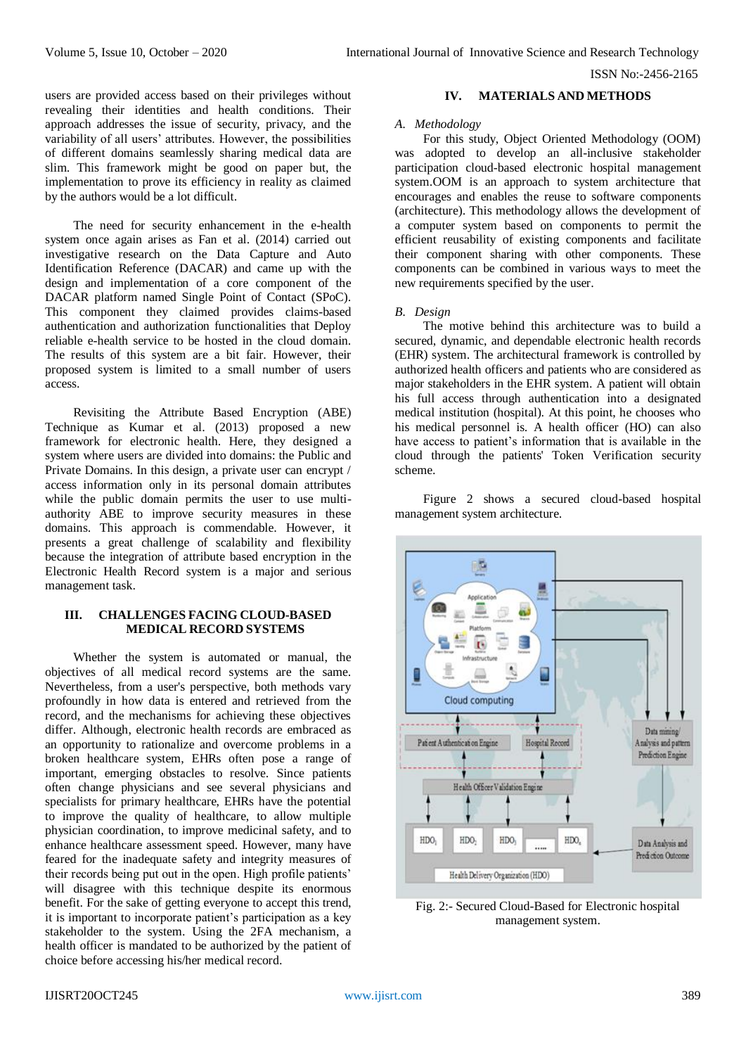users are provided access based on their privileges without revealing their identities and health conditions. Their approach addresses the issue of security, privacy, and the variability of all users' attributes. However, the possibilities of different domains seamlessly sharing medical data are slim. This framework might be good on paper but, the implementation to prove its efficiency in reality as claimed by the authors would be a lot difficult.

The need for security enhancement in the e-health system once again arises as Fan et al. (2014) carried out investigative research on the Data Capture and Auto Identification Reference (DACAR) and came up with the design and implementation of a core component of the DACAR platform named Single Point of Contact (SPoC). This component they claimed provides claims-based authentication and authorization functionalities that Deploy reliable e-health service to be hosted in the cloud domain. The results of this system are a bit fair. However, their proposed system is limited to a small number of users access.

Revisiting the Attribute Based Encryption (ABE) Technique as Kumar et al. (2013) proposed a new framework for electronic health. Here, they designed a system where users are divided into domains: the Public and Private Domains. In this design, a private user can encrypt / access information only in its personal domain attributes while the public domain permits the user to use multi-authority ABE to improve security measures in these domains. This approach is commendable. However, it presents a great challenge of scalability and flexibility because the integration of attribute based encryption in the Electronic Health Record system is a major and serious management task.

## III. CHALLENGES FACING CLOUD-BASED MEDICAL RECORD SYSTEMS

Whether the system is automated or manual, the objectives of all medical record systems are the same. Nevertheless, from a user's perspective, both methods vary profoundly in how data is entered and retrieved from the record, and the mechanisms for achieving these objectives differ. Although, electronic health records are embraced as an opportunity to rationalize and overcome problems in a broken healthcare system, EHRs often pose a range of important, emerging obstacles to resolve. Since patients often change physicians and see several physicians and specialists for primary healthcare, EHRs have the potential to improve the quality of healthcare, to allow multiple physician coordination, to improve medicinal safety, and to enhance healthcare assessment speed. However, many have feared for the inadequate safety and integrity measures of their records being put out in the open. High profile patients' will disagree with this technique despite its enormous benefit. For the sake of getting everyone to accept this trend, it is important to incorporate patient's participation as a key stakeholder to the system. Using the 2FA mechanism, a health officer is mandated to be authorized by the patient of choice before accessing his/her medical record.

## IV. MATERIALS AND METHODS

### A. *Methodology*

For this study, Object Oriented Methodology (OOM) was adopted to develop an all-inclusive stakeholder participation cloud-based electronic hospital management system.OOM is an approach to system architecture that encourages and enables the reuse to software components (architecture). This methodology allows the development of a computer system based on components to permit the efficient reusability of existing components and facilitate their component sharing with other components. These components can be combined in various ways to meet the new requirements specified by the user.

### B. *Design*

The motive behind this architecture was to build a secured, dynamic, and dependable electronic health records (EHR) system. The architectural framework is controlled by authorized health officers and patients who are considered as major stakeholders in the EHR system. A patient will obtain his full access through authentication into a designated medical institution (hospital). At this point, he chooses who his medical personnel is. A health officer (HO) can also have access to patient's information that is available in the cloud through the patients' Token Verification security scheme.

Figure 2 shows a secured cloud-based hospital management system architecture.

Fig. 2:- Secured Cloud-Based for Electronic hospital management system.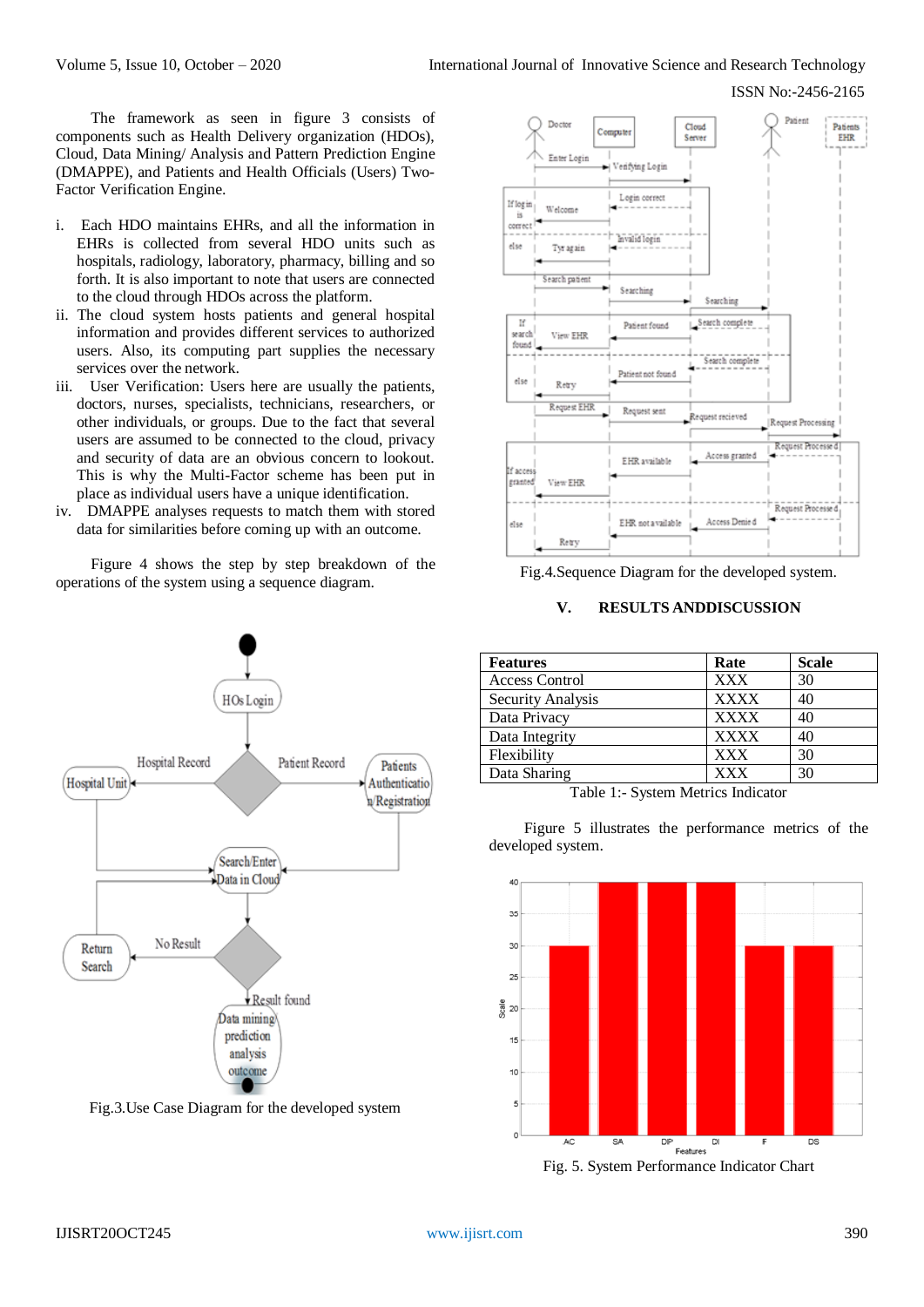The framework as seen in figure 3 consists of components such as Health Delivery organization (HDOs), Cloud, Data Mining/ Analysis and Pattern Prediction Engine (DMAPPE), and Patients and Health Officials (Users) Two-Factor Verification Engine.

i. Each HDO maintains EHRs, and all the information in EHRs is collected from several HDO units such as hospitals, radiology, laboratory, pharmacy, billing and so forth. It is also important to note that users are connected to the cloud through HDOs across the platform.
ii. The cloud system hosts patients and general hospital information and provides different services to authorized users. Also, its computing part supplies the necessary services over the network.
iii. User Verification: Users here are usually the patients, doctors, nurses, specialists, technicians, researchers, or other individuals, or groups. Due to the fact that several users are assumed to be connected to the cloud, privacy and security of data are an obvious concern to lookout. This is why the Multi-Factor scheme has been put in place as individual users have a unique identification.
iv. DMAPPE analyses requests to match them with stored data for similarities before coming up with an outcome.

Figure 4 shows the step by step breakdown of the operations of the system using a sequence diagram.

Fig.3.Use Case Diagram for the developed system

Fig.4.Sequence Diagram for the developed system.

## V. RESULTS ANDDISCUSSION

| Features | Rate | Scale |
|---|---|---|
| Access Control | XXX | 30 |
| Security Analysis | XXXX | 40 |
| Data Privacy | XXXX | 40 |
| Data Integrity | XXXX | 40 |
| Flexibility | XXX | 30 |
| Data Sharing | XXX | 30 |

Table 1:- System Metrics Indicator

Figure 5 illustrates the performance metrics of the developed system.

Fig. 5. System Performance Indicator Chart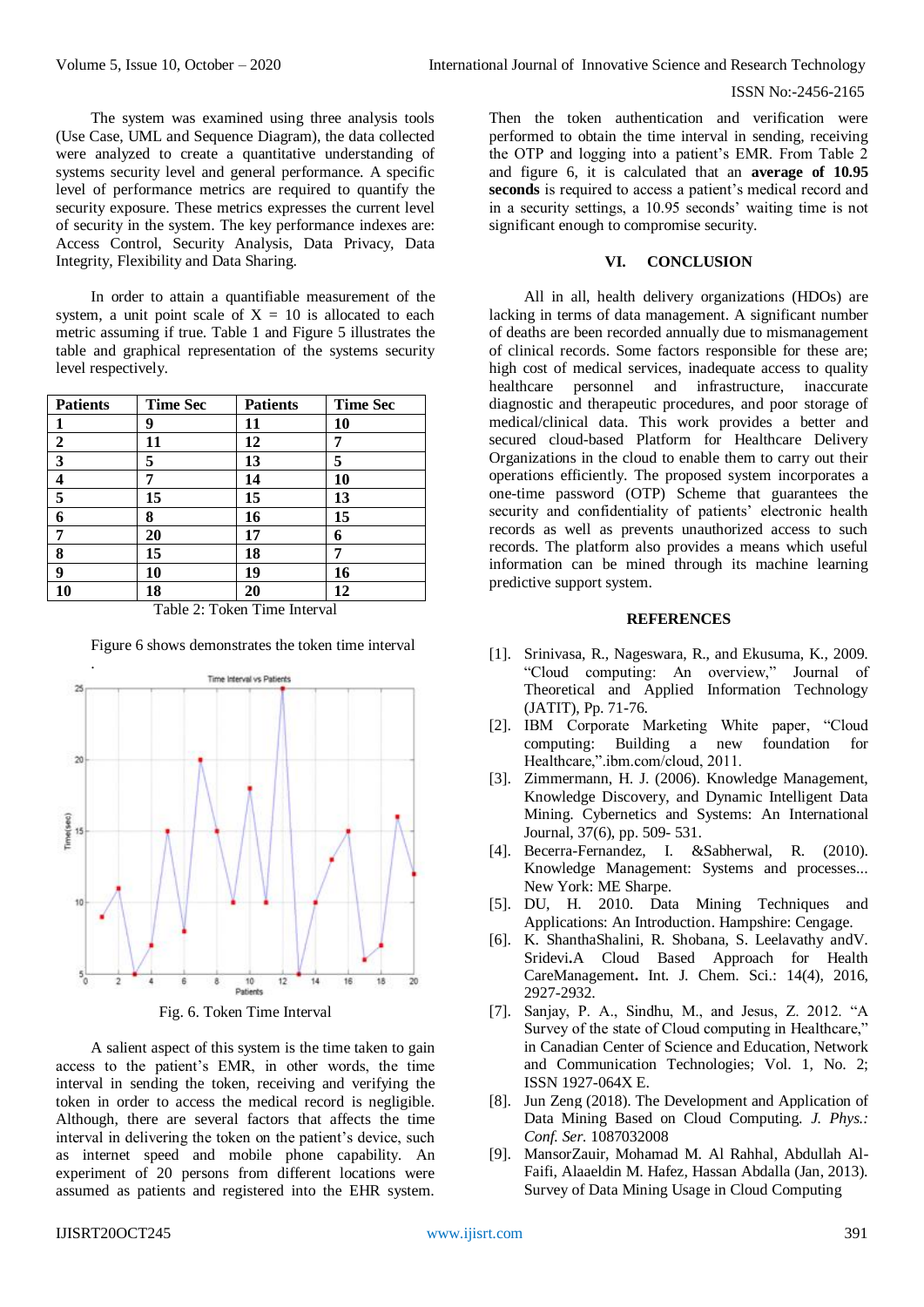The system was examined using three analysis tools (Use Case, UML and Sequence Diagram), the data collected were analyzed to create a quantitative understanding of systems security level and general performance. A specific level of performance metrics are required to quantify the security exposure. These metrics expresses the current level of security in the system. The key performance indexes are: Access Control, Security Analysis, Data Privacy, Data Integrity, Flexibility and Data Sharing.

In order to attain a quantifiable measurement of the system, a unit point scale of X = 10 is allocated to each metric assuming if true. Table 1 and Figure 5 illustrates the table and graphical representation of the systems security level respectively.

| Patients | Time Sec | Patients | Time Sec |
|---|---|---|---|
| 1 | 9 | 11 | 10 |
| 2 | 11 | 12 | 7 |
| 3 | 5 | 13 | 5 |
| 4 | 7 | 14 | 10 |
| 5 | 15 | 15 | 13 |
| 6 | 8 | 16 | 15 |
| 7 | 20 | 17 | 6 |
| 8 | 15 | 18 | 7 |
| 9 | 10 | 19 | 16 |
| 10 | 18 | 20 | 12 |

Table 2: Token Time Interval

Figure 6 shows demonstrates the token time interval

.

Fig. 6. Token Time Interval

A salient aspect of this system is the time taken to gain access to the patient's EMR, in other words, the time interval in sending the token, receiving and verifying the token in order to access the medical record is negligible. Although, there are several factors that affects the time interval in delivering the token on the patient's device, such as internet speed and mobile phone capability. An experiment of 20 persons from different locations were assumed as patients and registered into the EHR system. Then the token authentication and verification were performed to obtain the time interval in sending, receiving the OTP and logging into a patient's EMR. From Table 2 and figure 6, it is calculated that an **average of 10.95 seconds** is required to access a patient's medical record and in a security settings, a 10.95 seconds' waiting time is not significant enough to compromise security.

## VI. CONCLUSION

All in all, health delivery organizations (HDOs) are lacking in terms of data management. A significant number of deaths are been recorded annually due to mismanagement of clinical records. Some factors responsible for these are; high cost of medical services, inadequate access to quality healthcare personnel and infrastructure, inaccurate diagnostic and therapeutic procedures, and poor storage of medical/clinical data. This work provides a better and secured cloud-based Platform for Healthcare Delivery Organizations in the cloud to enable them to carry out their operations efficiently. The proposed system incorporates a one-time password (OTP) Scheme that guarantees the security and confidentiality of patients' electronic health records as well as prevents unauthorized access to such records. The platform also provides a means which useful information can be mined through its machine learning predictive support system.

## REFERENCES

[1]. Srinivasa, R., Nageswara, R., and Ekusuma, K., 2009. "Cloud computing: An overview," Journal of Theoretical and Applied Information Technology (JATIT), Pp. 71-76.

[2]. IBM Corporate Marketing White paper, "Cloud computing: Building a new foundation for Healthcare,".ibm.com/cloud, 2011.

[3]. Zimmermann, H. J. (2006). Knowledge Management, Knowledge Discovery, and Dynamic Intelligent Data Mining. Cybernetics and Systems: An International Journal, 37(6), pp. 509- 531.

[4]. Becerra-Fernandez, I. &Sabherwal, R. (2010). Knowledge Management: Systems and processes... New York: ME Sharpe.

[5]. DU, H. 2010. Data Mining Techniques and Applications: An Introduction. Hampshire: Cengage.

[6]. K. ShanthaShalini, R. Shobana, S. Leelavathy andV. Sridevi**.**A Cloud Based Approach for Health CareManagement**.** Int. J. Chem. Sci.: 14(4), 2016, 2927-2932.

[7]. Sanjay, P. A., Sindhu, M., and Jesus, Z. 2012. "A Survey of the state of Cloud computing in Healthcare," in Canadian Center of Science and Education, Network and Communication Technologies; Vol. 1, No. 2; ISSN 1927-064X E.

[8]. Jun Zeng (2018). The Development and Application of Data Mining Based on Cloud Computing. *J. Phys.: Conf. Ser.* 1087032008

[9]. MansorZauir, Mohamad M. Al Rahhal, Abdullah Al-Faifi, Alaaeldin M. Hafez, Hassan Abdalla (Jan, 2013). Survey of Data Mining Usage in Cloud Computing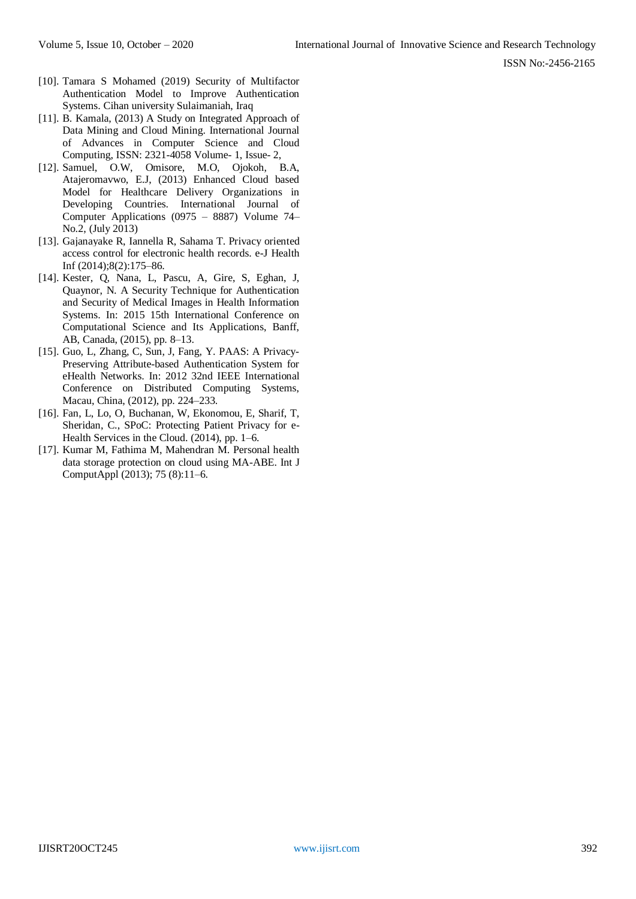[10]. Tamara S Mohamed (2019) Security of Multifactor Authentication Model to Improve Authentication Systems. Cihan university Sulaimaniah, Iraq

[11]. B. Kamala, (2013) A Study on Integrated Approach of Data Mining and Cloud Mining. International Journal of Advances in Computer Science and Cloud Computing, ISSN: 2321-4058 Volume- 1, Issue- 2,

[12]. Samuel, O.W, Omisore, M.O, Ojokoh, B.A, Atajeromavwo, E.J, (2013) Enhanced Cloud based Model for Healthcare Delivery Organizations in Developing Countries. International Journal of Computer Applications (0975 – 8887) Volume 74– No.2, (July 2013)

[13]. Gajanayake R, Iannella R, Sahama T. Privacy oriented access control for electronic health records. e-J Health Inf (2014);8(2):175–86.

[14]. Kester, Q, Nana, L, Pascu, A, Gire, S, Eghan, J, Quaynor, N. A Security Technique for Authentication and Security of Medical Images in Health Information Systems. In: 2015 15th International Conference on Computational Science and Its Applications, Banff, AB, Canada, (2015), pp. 8–13.

[15]. Guo, L, Zhang, C, Sun, J, Fang, Y. PAAS: A Privacy-Preserving Attribute-based Authentication System for eHealth Networks. In: 2012 32nd IEEE International Conference on Distributed Computing Systems, Macau, China, (2012), pp. 224–233.

[16]. Fan, L, Lo, O, Buchanan, W, Ekonomou, E, Sharif, T, Sheridan, C., SPoC: Protecting Patient Privacy for e-Health Services in the Cloud. (2014), pp. 1–6.

[17]. Kumar M, Fathima M, Mahendran M. Personal health data storage protection on cloud using MA-ABE. Int J ComputAppl (2013); 75 (8):11–6.